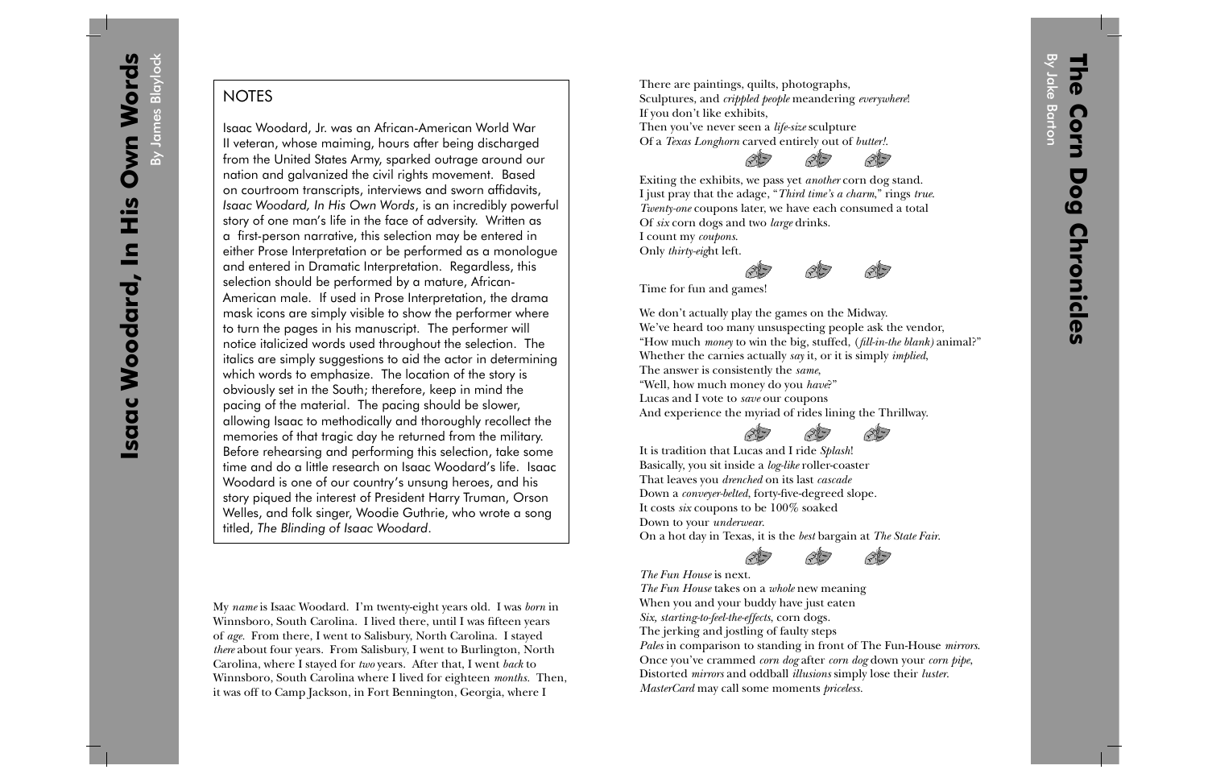# Isaac Woodard, In His Own Words

By James Blaylock

## NOTES

Isaac Woodard, Jr. was an African-American World War II veteran, whose maiming, hours after being discharged from the United States Army, sparked outrage around our nation and galvanized the civil rights movement. Based on courtroom transcripts, interviews and sworn affidavits, *Isaac Woodard, In His Own Words*, is an incredibly powerful story of one man's life in the face of adversity. Written as a first-person narrative, this selection may be entered in either Prose Interpretation or be performed as a monologue and entered in Dramatic Interpretation. Regardless, this selection should be performed by a mature, African-American male. If used in Prose Interpretation, the drama mask icons are simply visible to show the performer where to turn the pages in his manuscript. The performer will notice italicized words used throughout the selection. The italics are simply suggestions to aid the actor in determining which words to emphasize. The location of the story is obviously set in the South; therefore, keep in mind the pacing of the material. The pacing should be slower, allowing Isaac to methodically and thoroughly recollect the memories of that tragic day he returned from the military. Before rehearsing and performing this selection, take some time and do a little research on Isaac Woodard's life. Isaac Woodard is one of our country's unsung heroes, and his story piqued the interest of President Harry Truman, Orson Welles, and folk singer, Woodie Guthrie, who wrote a song titled, *The Blinding of Isaac Woodard*.

My *name* is Isaac Woodard. I'm twenty-eight years old. I was *born* in Winnsboro, South Carolina. I lived there, until I was fifteen years of *age*. From there, I went to Salisbury, North Carolina. I stayed *there* about four years. From Salisbury, I went to Burlington, North Carolina, where I stayed for *two* years. After that, I went *back* to Winnsboro, South Carolina where I lived for eighteen *months*. Then, it was off to Camp Jackson, in Fort Bennington, Georgia, where I

# The Corn Dog Chronicles

By Jake Barton

There are paintings, quilts, photographs,
Sculptures, and *crippled people* meandering *everywhere*!
If you don't like exhibits,
Then you've never seen a *life-size* sculpture
Of a *Texas Longhorn* carved entirely out of *butter!*.

Exiting the exhibits, we pass yet *another* corn dog stand.
I just pray that the adage, "*Third time's a charm*," rings *true*.
*Twenty-one* coupons later, we have each consumed a total
Of *six* corn dogs and two *large* drinks.
I count my *coupons*.
Only *thirty-eig*ht left.

Time for fun and games!

We don't actually play the games on the Midway.
We've heard too many unsuspecting people ask the vendor,
"How much *money* to win the big, stuffed, (*fill-in-the blank)* animal?"
Whether the carnies actually *say* it, or it is simply *implied*,
The answer is consistently the *same*,
"Well, how much money do you *have*?"
Lucas and I vote to *save* our coupons
And experience the myriad of rides lining the Thrillway.

It is tradition that Lucas and I ride *Splash*!
Basically, you sit inside a *log-like* roller-coaster
That leaves you *drenched* on its last *cascade*
Down a *conveyer-belted*, forty-five-degreed slope.
It costs *six* coupons to be 100% soaked
Down to your *underwear*.
On a hot day in Texas, it is the *best* bargain at *The State Fair*.

*The Fun House* is next.
*The Fun House* takes on a *whole* new meaning
When you and your buddy have just eaten
*Six*, *starting-to-feel-the-effects*, corn dogs.
The jerking and jostling of faulty steps
*Pales* in comparison to standing in front of The Fun-House *mirrors*.
Once you've crammed *corn dog* after *corn dog* down your *corn pipe*,
Distorted *mirrors* and oddball *illusions* simply lose their *luster*.
*MasterCard* may call some moments *priceless*.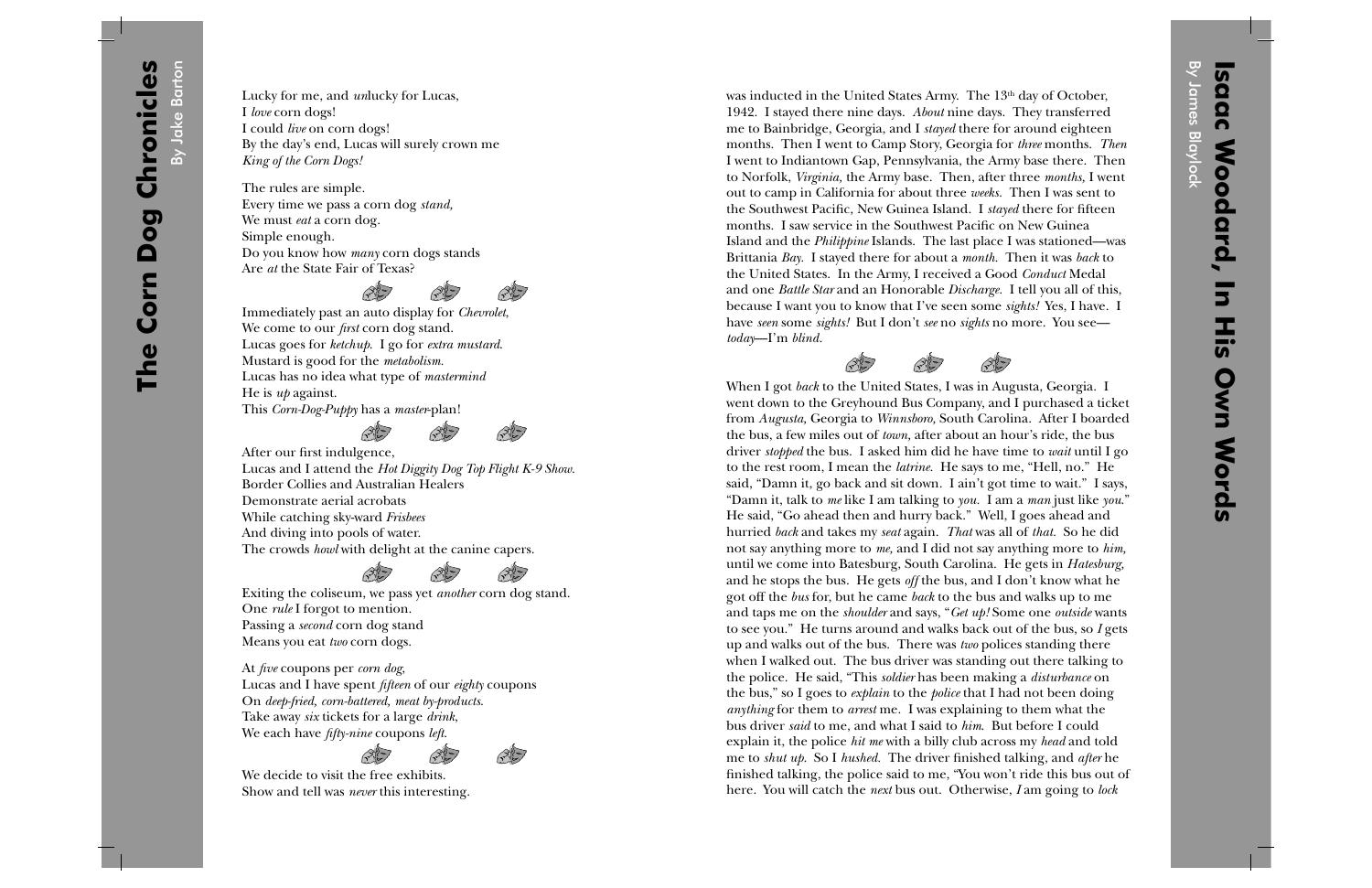# The Corn Dog Chronicles

By Jake Barton

Lucky for me, and *un*lucky for Lucas,
I *love* corn dogs!
I could *live* on corn dogs!
By the day's end, Lucas will surely crown me
*King of the Corn Dogs!*

The rules are simple.
Every time we pass a corn dog *stand,*
We must *eat* a corn dog.
Simple enough.
Do you know how *many* corn dogs stands
Are *at* the State Fair of Texas?

Immediately past an auto display for *Chevrolet,*
We come to our *first* corn dog stand.
Lucas goes for *ketchup.* I go for *extra mustard.*
Mustard is good for the *metabolism.*
Lucas has no idea what type of *mastermind*
He is *up* against.
This *Corn-Dog-Puppy* has a *master*-plan!

After our first indulgence,
Lucas and I attend the *Hot Diggity Dog Top Flight K-9 Show.*
Border Collies and Australian Healers
Demonstrate aerial acrobats
While catching sky-ward *Frisbees*
And diving into pools of water.
The crowds *howl* with delight at the canine capers.

Exiting the coliseum, we pass yet *another* corn dog stand.
One *rule* I forgot to mention.
Passing a *second* corn dog stand
Means you eat *two* corn dogs.

At *five* coupons per *corn dog,*
Lucas and I have spent *fifteen* of our *eighty* coupons
On *deep-fried, corn-battered, meat by-products.*
Take away *six* tickets for a large *drink,*
We each have *fifty-nine* coupons *left.*

We decide to visit the free exhibits.
Show and tell was *never* this interesting.

# Isaac Woodard, In His Own Words

By James Blaylock

was inducted in the United States Army. The 13th day of October, 1942. I stayed there nine days. *About* nine days. They transferred me to Bainbridge, Georgia, and I *stayed* there for around eighteen months. Then I went to Camp Story, Georgia for *three* months. *Then* I went to Indiantown Gap, Pennsylvania, the Army base there. Then to Norfolk, *Virginia,* the Army base. Then, after three *months,* I went out to camp in California for about three *weeks.* Then I was sent to the Southwest Pacific, New Guinea Island. I *stayed* there for fifteen months. I saw service in the Southwest Pacific on New Guinea Island and the *Philippine* Islands. The last place I was stationed—was Brittania *Bay.* I stayed there for about a *month.* Then it was *back* to the United States. In the Army, I received a Good *Conduct* Medal and one *Battle Star* and an Honorable *Discharge.* I tell you all of this, because I want you to know that I've seen some *sights!* Yes, I have. I have *seen* some *sights!* But I don't *see* no *sights* no more. You see—*today*—I'm *blind.*

When I got *back* to the United States, I was in Augusta, Georgia. I went down to the Greyhound Bus Company, and I purchased a ticket from *Augusta,* Georgia to *Winnsboro,* South Carolina. After I boarded the bus, a few miles out of *town,* after about an hour's ride, the bus driver *stopped* the bus. I asked him did he have time to *wait* until I go to the rest room, I mean the *latrine.* He says to me, "Hell, no." He said, "Damn it, go back and sit down. I ain't got time to wait." I says, "Damn it, talk to *me* like I am talking to *you.* I am a *man* just like *you.*" He said, "Go ahead then and hurry back." Well, I goes ahead and hurried *back* and takes my *seat* again. *That* was all of *that.* So he did not say anything more to *me,* and I did not say anything more to *him,* until we come into Batesburg, South Carolina. He gets in *Hatesburg,* and he stops the bus. He gets *off* the bus, and I don't know what he got off the *bus* for, but he came *back* to the bus and walks up to me and taps me on the *shoulder* and says, "*Get up!* Some one *outside* wants to see you." He turns around and walks back out of the bus, so *I* gets up and walks out of the bus. There was *two* polices standing there when I walked out. The bus driver was standing out there talking to the police. He said, "This *soldier* has been making a *disturbance* on the bus," so I goes to *explain* to the *police* that I had not been doing *anything* for them to *arrest* me. I was explaining to them what the bus driver *said* to me, and what I said to *him.* But before I could explain it, the police *hit me* with a billy club across my *head* and told me to *shut up.* So I *hushed.* The driver finished talking, and *after* he finished talking, the police said to me, "You won't ride this bus out of here. You will catch the *next* bus out. Otherwise, *I* am going to *lock*